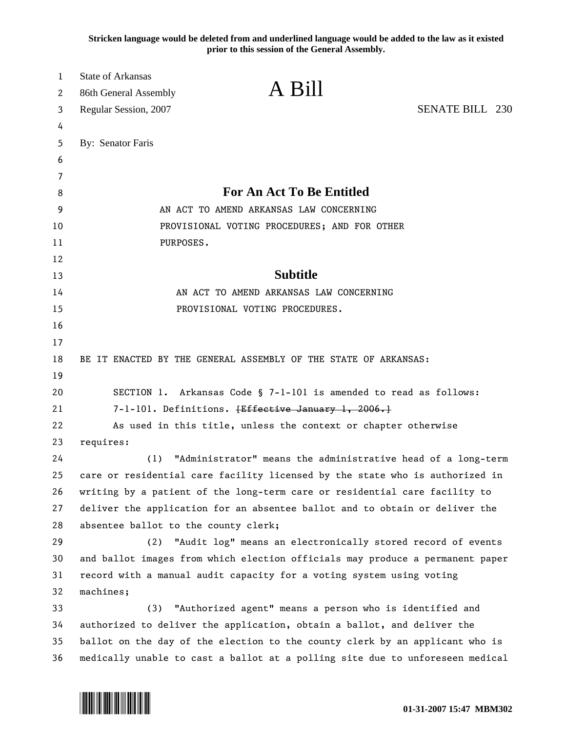**Stricken language would be deleted from and underlined language would be added to the law as it existed prior to this session of the General Assembly.**

State of Arkansas
86th General Assembly
Regular Session, 2007

# A Bill

SENATE BILL 230

By: Senator Faris

## For An Act To Be Entitled

AN ACT TO AMEND ARKANSAS LAW CONCERNING PROVISIONAL VOTING PROCEDURES; AND FOR OTHER PURPOSES.

## Subtitle

AN ACT TO AMEND ARKANSAS LAW CONCERNING PROVISIONAL VOTING PROCEDURES.

BE IT ENACTED BY THE GENERAL ASSEMBLY OF THE STATE OF ARKANSAS:

SECTION 1. Arkansas Code § 7-1-101 is amended to read as follows:

7-1-101. Definitions. ~~[Effective January 1, 2006.]~~

As used in this title, unless the context or chapter otherwise requires:

(1) "Administrator" means the administrative head of a long-term care or residential care facility licensed by the state who is authorized in writing by a patient of the long-term care or residential care facility to deliver the application for an absentee ballot and to obtain or deliver the absentee ballot to the county clerk;

(2) "Audit log" means an electronically stored record of events and ballot images from which election officials may produce a permanent paper record with a manual audit capacity for a voting system using voting machines;

(3) "Authorized agent" means a person who is identified and authorized to deliver the application, obtain a ballot, and deliver the ballot on the day of the election to the county clerk by an applicant who is medically unable to cast a ballot at a polling site due to unforeseen medical

01-31-2007 15:47 MBM302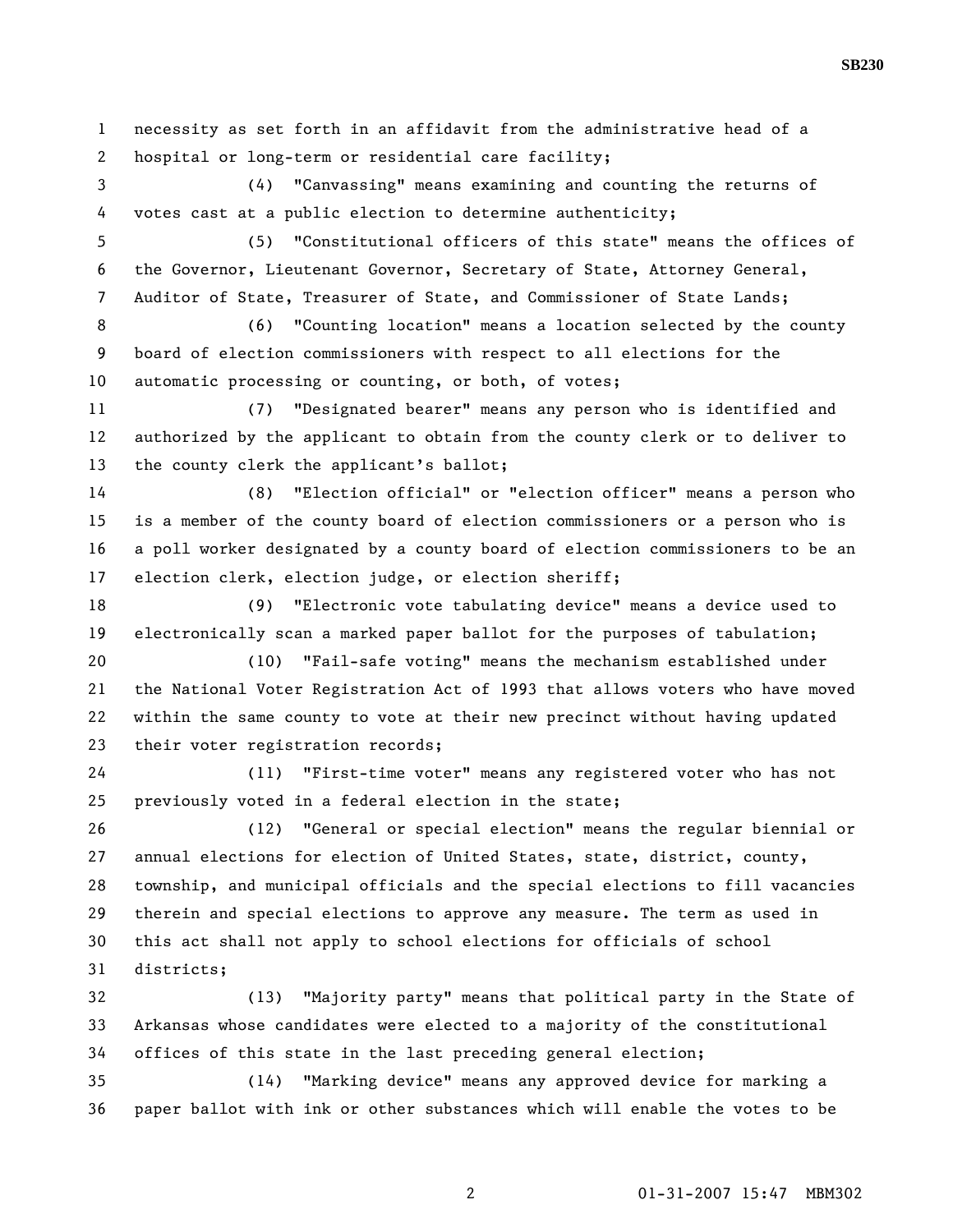necessity as set forth in an affidavit from the administrative head of a hospital or long-term or residential care facility;

(4) "Canvassing" means examining and counting the returns of votes cast at a public election to determine authenticity;

(5) "Constitutional officers of this state" means the offices of the Governor, Lieutenant Governor, Secretary of State, Attorney General, Auditor of State, Treasurer of State, and Commissioner of State Lands;

(6) "Counting location" means a location selected by the county board of election commissioners with respect to all elections for the automatic processing or counting, or both, of votes;

(7) "Designated bearer" means any person who is identified and authorized by the applicant to obtain from the county clerk or to deliver to the county clerk the applicant's ballot;

(8) "Election official" or "election officer" means a person who is a member of the county board of election commissioners or a person who is a poll worker designated by a county board of election commissioners to be an election clerk, election judge, or election sheriff;

(9) "Electronic vote tabulating device" means a device used to electronically scan a marked paper ballot for the purposes of tabulation;

(10) "Fail-safe voting" means the mechanism established under the National Voter Registration Act of 1993 that allows voters who have moved within the same county to vote at their new precinct without having updated their voter registration records;

(11) "First-time voter" means any registered voter who has not previously voted in a federal election in the state;

(12) "General or special election" means the regular biennial or annual elections for election of United States, state, district, county, township, and municipal officials and the special elections to fill vacancies therein and special elections to approve any measure. The term as used in this act shall not apply to school elections for officials of school districts;

(13) "Majority party" means that political party in the State of Arkansas whose candidates were elected to a majority of the constitutional offices of this state in the last preceding general election;

(14) "Marking device" means any approved device for marking a paper ballot with ink or other substances which will enable the votes to be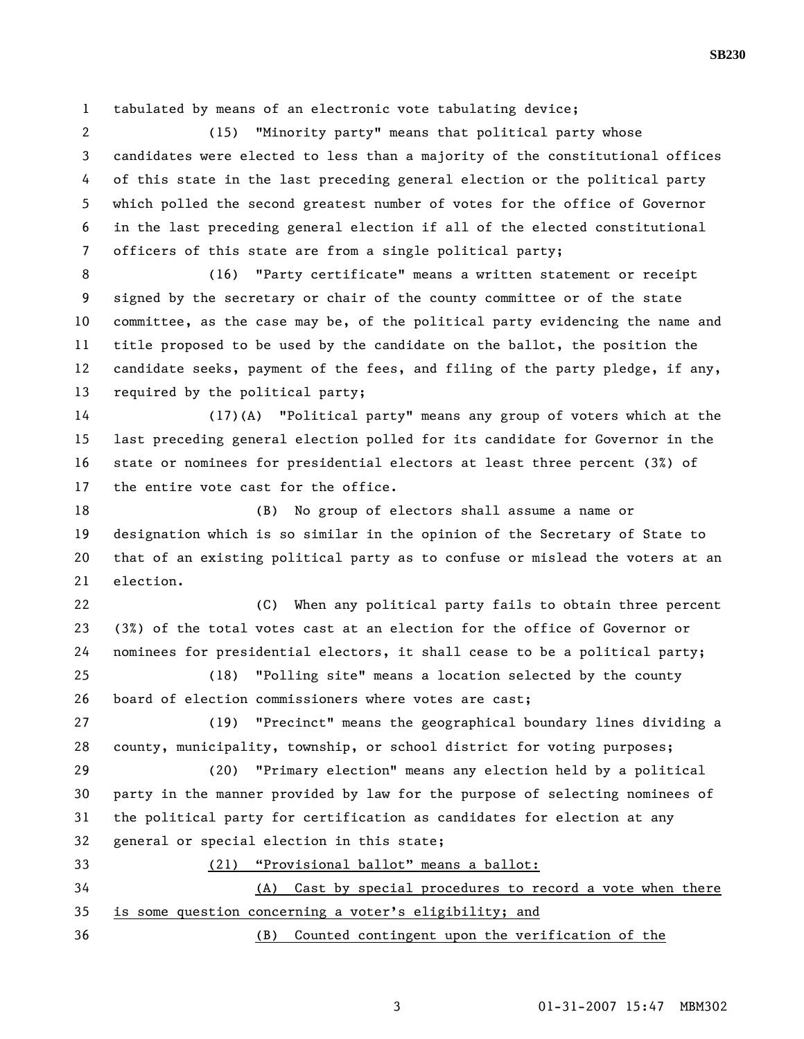tabulated by means of an electronic vote tabulating device;

(15) "Minority party" means that political party whose candidates were elected to less than a majority of the constitutional offices of this state in the last preceding general election or the political party which polled the second greatest number of votes for the office of Governor in the last preceding general election if all of the elected constitutional officers of this state are from a single political party;

(16) "Party certificate" means a written statement or receipt signed by the secretary or chair of the county committee or of the state committee, as the case may be, of the political party evidencing the name and title proposed to be used by the candidate on the ballot, the position the candidate seeks, payment of the fees, and filing of the party pledge, if any, required by the political party;

(17)(A) "Political party" means any group of voters which at the last preceding general election polled for its candidate for Governor in the state or nominees for presidential electors at least three percent (3%) of the entire vote cast for the office.

(B) No group of electors shall assume a name or designation which is so similar in the opinion of the Secretary of State to that of an existing political party as to confuse or mislead the voters at an election.

(C) When any political party fails to obtain three percent (3%) of the total votes cast at an election for the office of Governor or nominees for presidential electors, it shall cease to be a political party;

(18) "Polling site" means a location selected by the county board of election commissioners where votes are cast;

(19) "Precinct" means the geographical boundary lines dividing a county, municipality, township, or school district for voting purposes;

(20) "Primary election" means any election held by a political party in the manner provided by law for the purpose of selecting nominees of the political party for certification as candidates for election at any general or special election in this state;

<u>(21) "Provisional ballot" means a ballot:</u>

<u>(A) Cast by special procedures to record a vote when there is some question concerning a voter's eligibility; and</u>

<u>(B) Counted contingent upon the verification of the</u>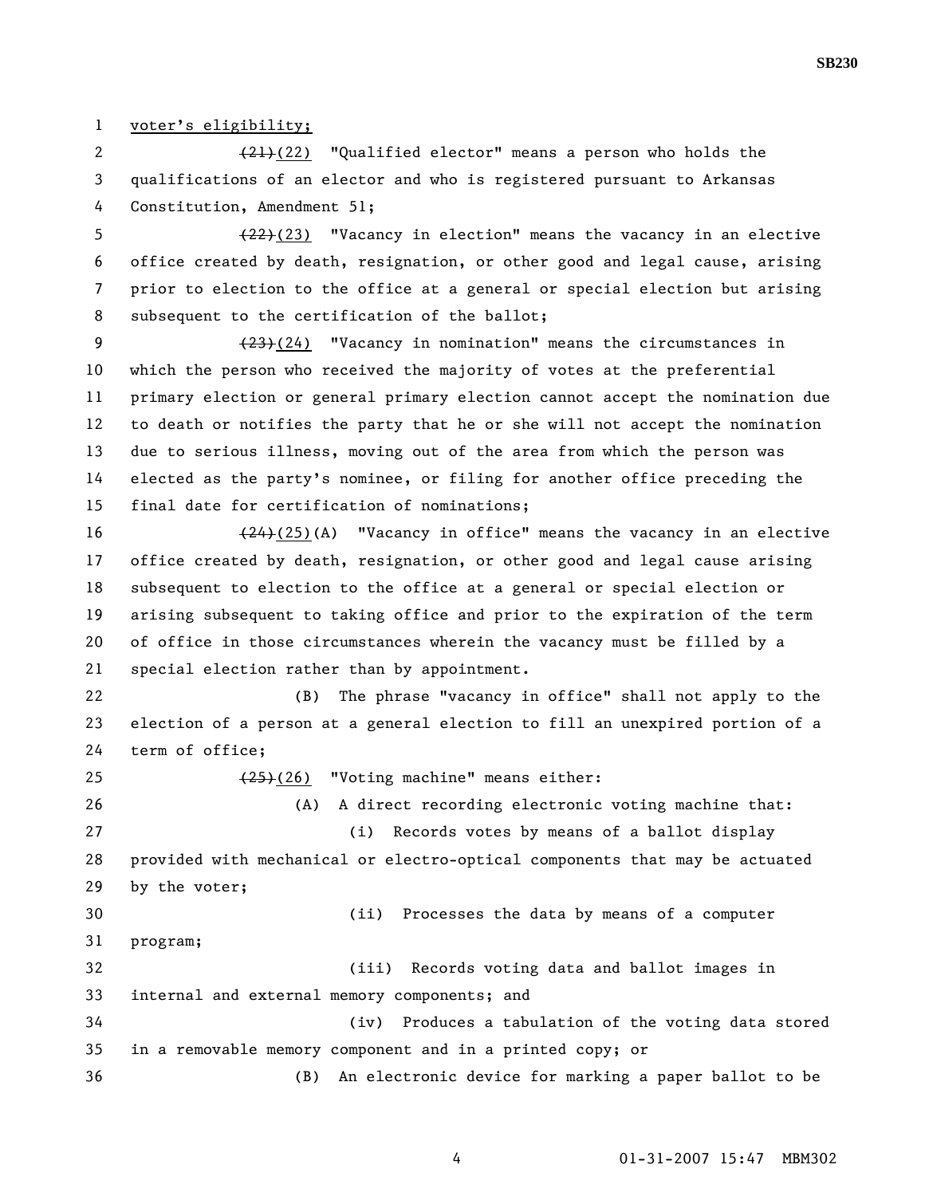voter's eligibility;

~~(21)~~(22) "Qualified elector" means a person who holds the qualifications of an elector and who is registered pursuant to Arkansas Constitution, Amendment 51;

~~(22)~~(23) "Vacancy in election" means the vacancy in an elective office created by death, resignation, or other good and legal cause, arising prior to election to the office at a general or special election but arising subsequent to the certification of the ballot;

~~(23)~~(24) "Vacancy in nomination" means the circumstances in which the person who received the majority of votes at the preferential primary election or general primary election cannot accept the nomination due to death or notifies the party that he or she will not accept the nomination due to serious illness, moving out of the area from which the person was elected as the party's nominee, or filing for another office preceding the final date for certification of nominations;

~~(24)~~(25)(A) "Vacancy in office" means the vacancy in an elective office created by death, resignation, or other good and legal cause arising subsequent to election to the office at a general or special election or arising subsequent to taking office and prior to the expiration of the term of office in those circumstances wherein the vacancy must be filled by a special election rather than by appointment.

(B) The phrase "vacancy in office" shall not apply to the election of a person at a general election to fill an unexpired portion of a term of office;

~~(25)~~(26) "Voting machine" means either:

(A) A direct recording electronic voting machine that:

(i) Records votes by means of a ballot display provided with mechanical or electro-optical components that may be actuated by the voter;

(ii) Processes the data by means of a computer program;

(iii) Records voting data and ballot images in internal and external memory components; and

(iv) Produces a tabulation of the voting data stored in a removable memory component and in a printed copy; or

(B) An electronic device for marking a paper ballot to be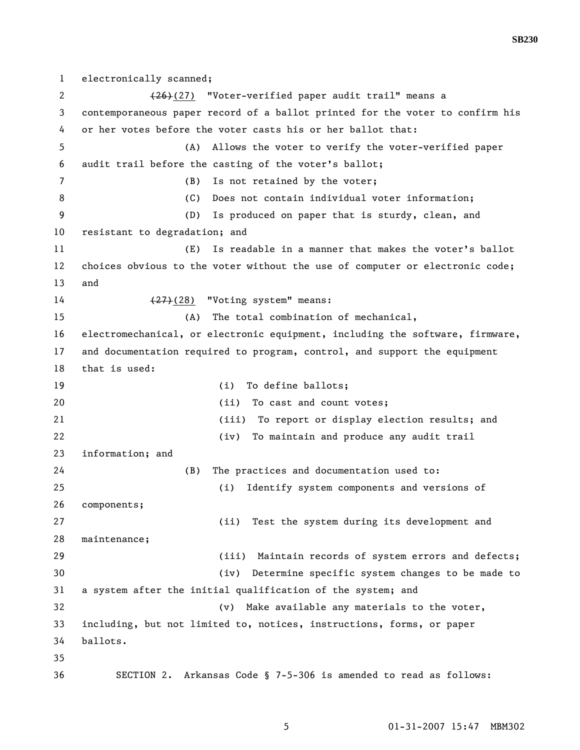electronically scanned;

~~(26)~~(27) "Voter-verified paper audit trail" means a contemporaneous paper record of a ballot printed for the voter to confirm his or her votes before the voter casts his or her ballot that:

(A) Allows the voter to verify the voter-verified paper audit trail before the casting of the voter's ballot;

(B) Is not retained by the voter;

(C) Does not contain individual voter information;

(D) Is produced on paper that is sturdy, clean, and resistant to degradation; and

(E) Is readable in a manner that makes the voter's ballot choices obvious to the voter without the use of computer or electronic code; and

~~(27)~~(28) "Voting system" means:

(A) The total combination of mechanical, electromechanical, or electronic equipment, including the software, firmware, and documentation required to program, control, and support the equipment that is used:

(i) To define ballots;

(ii) To cast and count votes;

(iii) To report or display election results; and

(iv) To maintain and produce any audit trail information; and

(B) The practices and documentation used to:

(i) Identify system components and versions of components;

(ii) Test the system during its development and maintenance;

(iii) Maintain records of system errors and defects;

(iv) Determine specific system changes to be made to a system after the initial qualification of the system; and

(v) Make available any materials to the voter, including, but not limited to, notices, instructions, forms, or paper ballots.

SECTION 2. Arkansas Code § 7-5-306 is amended to read as follows: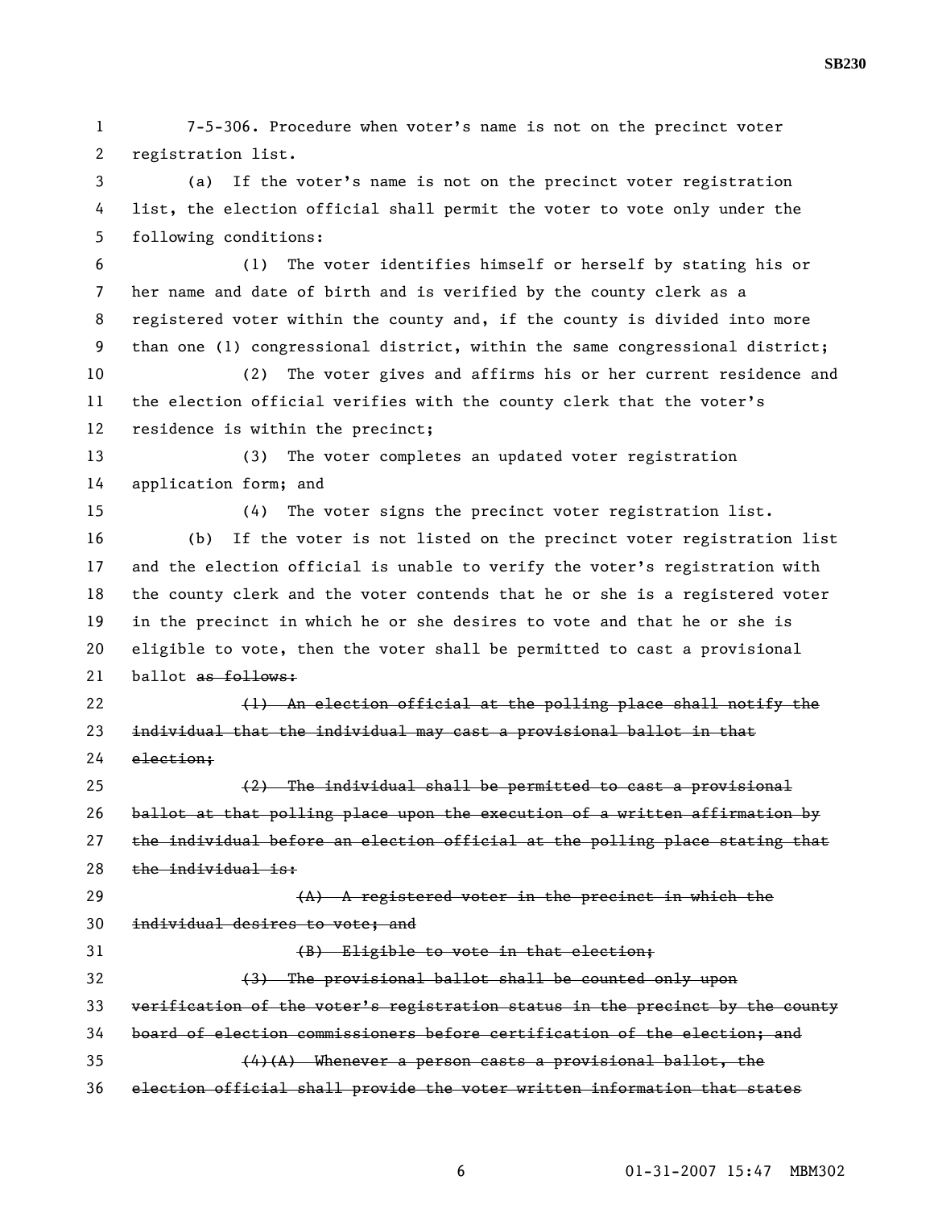7-5-306. Procedure when voter's name is not on the precinct voter registration list.

(a) If the voter's name is not on the precinct voter registration list, the election official shall permit the voter to vote only under the following conditions:

(1) The voter identifies himself or herself by stating his or her name and date of birth and is verified by the county clerk as a registered voter within the county and, if the county is divided into more than one (1) congressional district, within the same congressional district;

(2) The voter gives and affirms his or her current residence and the election official verifies with the county clerk that the voter's residence is within the precinct;

(3) The voter completes an updated voter registration application form; and

(4) The voter signs the precinct voter registration list.

(b) If the voter is not listed on the precinct voter registration list and the election official is unable to verify the voter's registration with the county clerk and the voter contends that he or she is a registered voter in the precinct in which he or she desires to vote and that he or she is eligible to vote, then the voter shall be permitted to cast a provisional ballot ~~as follows:~~

~~(1) An election official at the polling place shall notify the individual that the individual may cast a provisional ballot in that election;~~

~~(2) The individual shall be permitted to cast a provisional ballot at that polling place upon the execution of a written affirmation by the individual before an election official at the polling place stating that the individual is:~~

~~(A) A registered voter in the precinct in which the individual desires to vote; and~~

~~(B) Eligible to vote in that election;~~

~~(3) The provisional ballot shall be counted only upon verification of the voter's registration status in the precinct by the county board of election commissioners before certification of the election; and~~

~~(4)(A) Whenever a person casts a provisional ballot, the election official shall provide the voter written information that states~~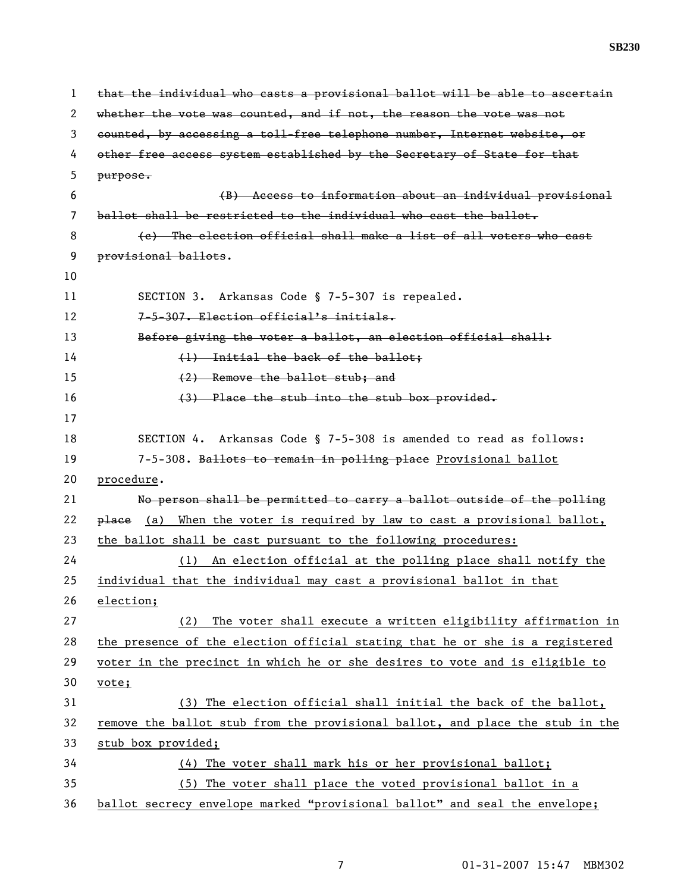~~that the individual who casts a provisional ballot will be able to ascertain whether the vote was counted, and if not, the reason the vote was not counted, by accessing a toll-free telephone number, Internet website, or other free access system established by the Secretary of State for that purpose.~~

~~(B) Access to information about an individual provisional ballot shall be restricted to the individual who cast the ballot.~~

~~(c) The election official shall make a list of all voters who cast provisional ballots~~.

SECTION 3. Arkansas Code § 7-5-307 is repealed.

~~7-5-307. Election official's initials.~~

~~Before giving the voter a ballot, an election official shall:~~

~~(1) Initial the back of the ballot;~~

~~(2) Remove the ballot stub; and~~

~~(3) Place the stub into the stub box provided.~~

SECTION 4. Arkansas Code § 7-5-308 is amended to read as follows:

7-5-308. ~~Ballots to remain in polling place~~ <u>Provisional ballot procedure</u>.

~~No person shall be permitted to carry a ballot outside of the polling place~~ <u>(a) When the voter is required by law to cast a provisional ballot, the ballot shall be cast pursuant to the following procedures:</u>

<u>(1) An election official at the polling place shall notify the individual that the individual may cast a provisional ballot in that election;</u>

<u>(2) The voter shall execute a written eligibility affirmation in the presence of the election official stating that he or she is a registered voter in the precinct in which he or she desires to vote and is eligible to vote;</u>

<u>(3) The election official shall initial the back of the ballot, remove the ballot stub from the provisional ballot, and place the stub in the stub box provided;</u>

<u>(4) The voter shall mark his or her provisional ballot;</u>

<u>(5) The voter shall place the voted provisional ballot in a ballot secrecy envelope marked "provisional ballot" and seal the envelope;</u>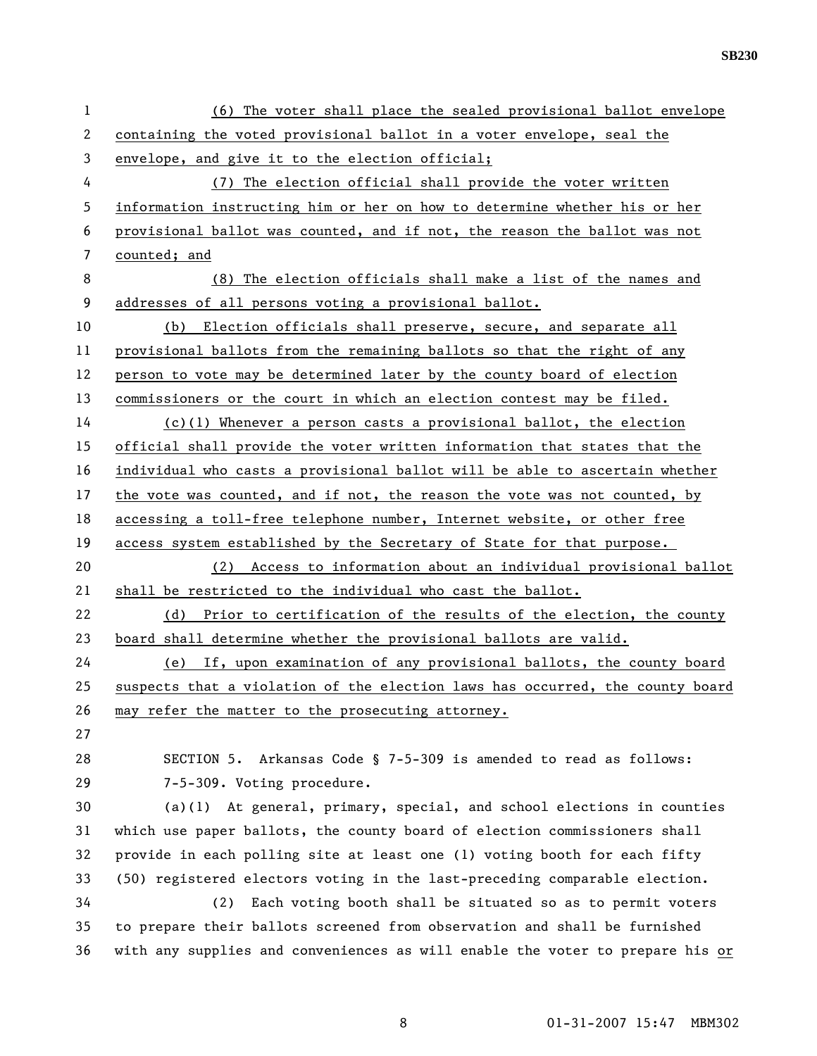(6) The voter shall place the sealed provisional ballot envelope containing the voted provisional ballot in a voter envelope, seal the envelope, and give it to the election official;

(7) The election official shall provide the voter written information instructing him or her on how to determine whether his or her provisional ballot was counted, and if not, the reason the ballot was not counted; and

(8) The election officials shall make a list of the names and addresses of all persons voting a provisional ballot.

(b) Election officials shall preserve, secure, and separate all provisional ballots from the remaining ballots so that the right of any person to vote may be determined later by the county board of election commissioners or the court in which an election contest may be filed.

(c)(1) Whenever a person casts a provisional ballot, the election official shall provide the voter written information that states that the individual who casts a provisional ballot will be able to ascertain whether the vote was counted, and if not, the reason the vote was not counted, by accessing a toll-free telephone number, Internet website, or other free access system established by the Secretary of State for that purpose.

(2) Access to information about an individual provisional ballot shall be restricted to the individual who cast the ballot.

(d) Prior to certification of the results of the election, the county board shall determine whether the provisional ballots are valid.

(e) If, upon examination of any provisional ballots, the county board suspects that a violation of the election laws has occurred, the county board may refer the matter to the prosecuting attorney.

SECTION 5. Arkansas Code § 7-5-309 is amended to read as follows:

7-5-309. Voting procedure.

(a)(1) At general, primary, special, and school elections in counties which use paper ballots, the county board of election commissioners shall provide in each polling site at least one (1) voting booth for each fifty (50) registered electors voting in the last-preceding comparable election.

(2) Each voting booth shall be situated so as to permit voters to prepare their ballots screened from observation and shall be furnished with any supplies and conveniences as will enable the voter to prepare his or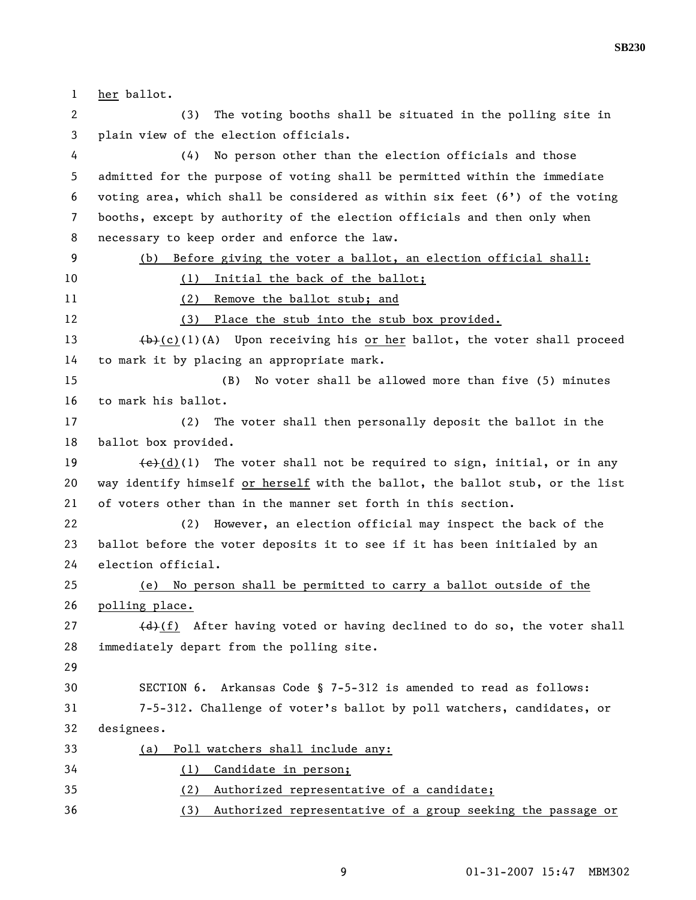her ballot.

(3) The voting booths shall be situated in the polling site in plain view of the election officials.

(4) No person other than the election officials and those admitted for the purpose of voting shall be permitted within the immediate voting area, which shall be considered as within six feet (6') of the voting booths, except by authority of the election officials and then only when necessary to keep order and enforce the law.

(b) Before giving the voter a ballot, an election official shall:

(1) Initial the back of the ballot;

(2) Remove the ballot stub; and

(3) Place the stub into the stub box provided.

~~(b)~~(c)(1)(A) Upon receiving his or her ballot, the voter shall proceed to mark it by placing an appropriate mark.

(B) No voter shall be allowed more than five (5) minutes to mark his ballot.

(2) The voter shall then personally deposit the ballot in the ballot box provided.

~~(c)~~(d)(1) The voter shall not be required to sign, initial, or in any way identify himself or herself with the ballot, the ballot stub, or the list of voters other than in the manner set forth in this section.

(2) However, an election official may inspect the back of the ballot before the voter deposits it to see if it has been initialed by an election official.

(e) No person shall be permitted to carry a ballot outside of the polling place.

~~(d)~~(f) After having voted or having declined to do so, the voter shall immediately depart from the polling site.

SECTION 6. Arkansas Code § 7-5-312 is amended to read as follows:

7-5-312. Challenge of voter's ballot by poll watchers, candidates, or designees.

(a) Poll watchers shall include any:

(1) Candidate in person;

(2) Authorized representative of a candidate;

(3) Authorized representative of a group seeking the passage or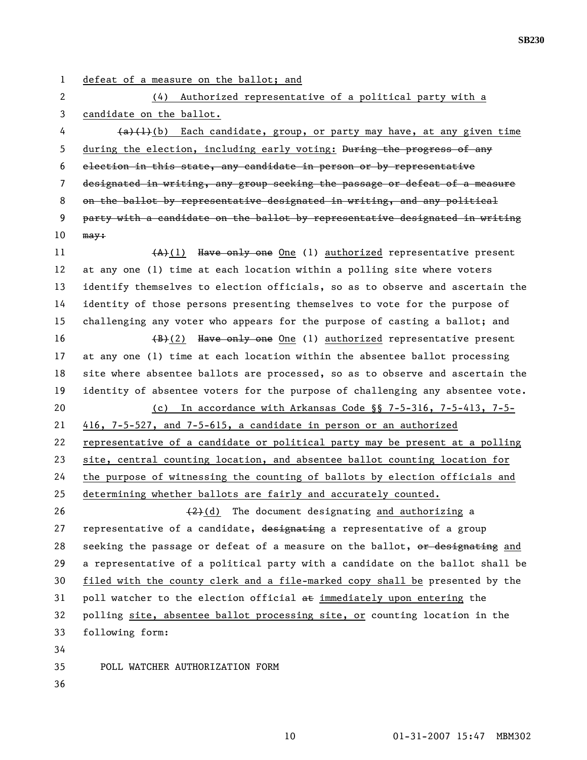defeat of a measure on the ballot; and

(4) Authorized representative of a political party with a candidate on the ballot.

~~(a)(1)~~(b) Each candidate, group, or party may have, at any given time during the election, including early voting: ~~During the progress of any election in this state, any candidate in person or by representative designated in writing, any group seeking the passage or defeat of a measure on the ballot by representative designated in writing, and any political party with a candidate on the ballot by representative designated in writing may:~~

~~(A)~~(1) ~~Have only one~~ One (1) authorized representative present at any one (1) time at each location within a polling site where voters identify themselves to election officials, so as to observe and ascertain the identity of those persons presenting themselves to vote for the purpose of challenging any voter who appears for the purpose of casting a ballot; and

~~(B)~~(2) ~~Have only one~~ One (1) authorized representative present at any one (1) time at each location within the absentee ballot processing site where absentee ballots are processed, so as to observe and ascertain the identity of absentee voters for the purpose of challenging any absentee vote.

(c) In accordance with Arkansas Code §§ 7-5-316, 7-5-413, 7-5-416, 7-5-527, and 7-5-615, a candidate in person or an authorized representative of a candidate or political party may be present at a polling site, central counting location, and absentee ballot counting location for the purpose of witnessing the counting of ballots by election officials and determining whether ballots are fairly and accurately counted.

~~(2)~~(d) The document designating and authorizing a representative of a candidate, ~~designating~~ a representative of a group seeking the passage or defeat of a measure on the ballot, ~~or designating~~ and a representative of a political party with a candidate on the ballot shall be filed with the county clerk and a file-marked copy shall be presented by the poll watcher to the election official ~~at~~ immediately upon entering the polling site, absentee ballot processing site, or counting location in the following form:

POLL WATCHER AUTHORIZATION FORM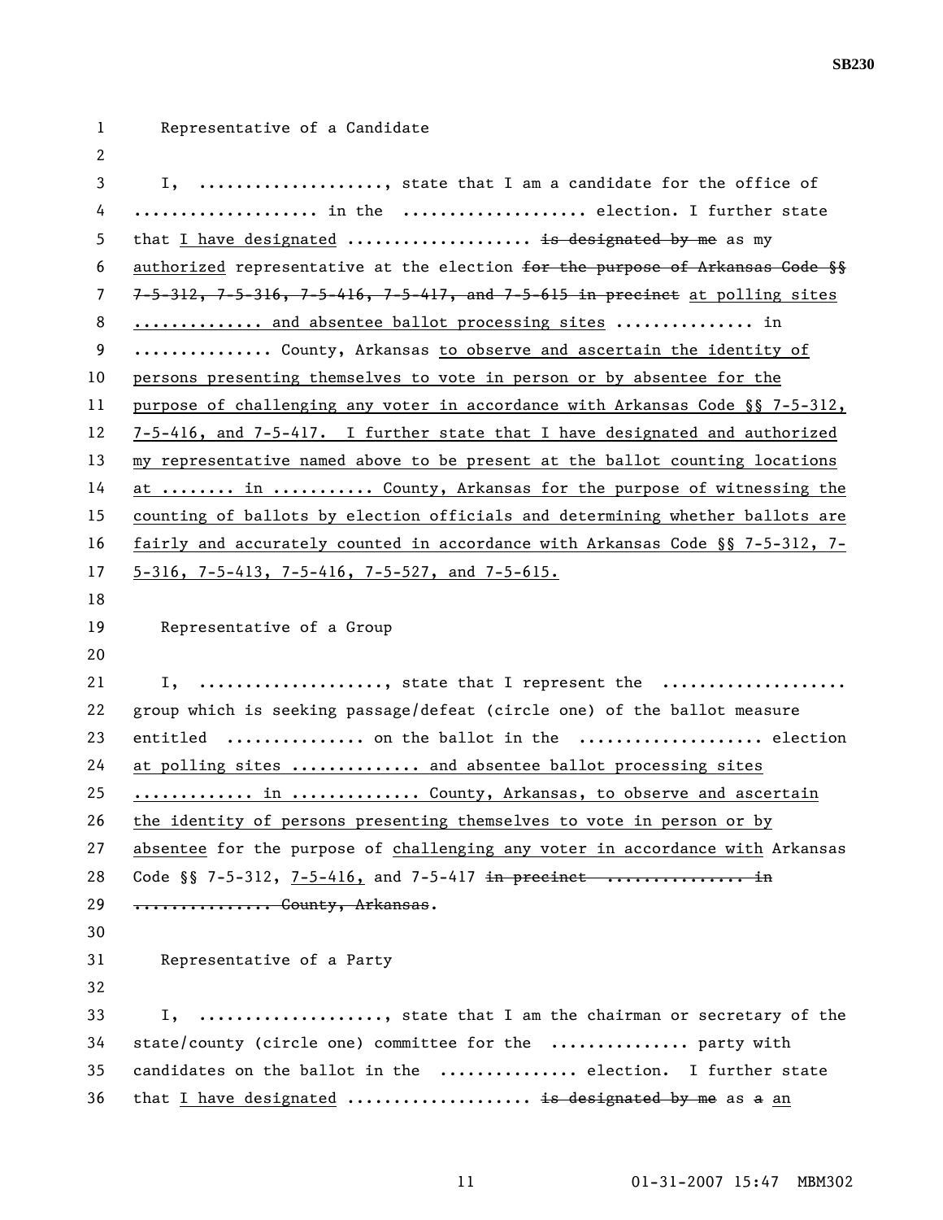Representative of a Candidate

I, ...................., state that I am a candidate for the office of .................... in the .................... election. I further state that <u>I have designated</u> .................... ~~is designated by me~~ as my <u>authorized</u> representative at the election ~~for the purpose of Arkansas Code §§ 7-5-312, 7-5-316, 7-5-416, 7-5-417, and 7-5-615 in precinct~~ <u>at polling sites ............. and absentee ballot processing sites</u> .............. in .............. County, Arkansas <u>to observe and ascertain the identity of persons presenting themselves to vote in person or by absentee for the purpose of challenging any voter in accordance with Arkansas Code §§ 7-5-312, 7-5-416, and 7-5-417. I further state that I have designated and authorized my representative named above to be present at the ballot counting locations at ........ in ........... County, Arkansas for the purpose of witnessing the counting of ballots by election officials and determining whether ballots are fairly and accurately counted in accordance with Arkansas Code §§ 7-5-312, 7-5-316, 7-5-413, 7-5-416, 7-5-527, and 7-5-615.</u>

Representative of a Group

I, ...................., state that I represent the .................... group which is seeking passage/defeat (circle one) of the ballot measure entitled ............... on the ballot in the .................... election <u>at polling sites ............. and absentee ballot processing sites ............ in ............. County, Arkansas, to observe and ascertain the identity of persons presenting themselves to vote in person or by absentee</u> for the purpose of <u>challenging any voter in accordance with</u> Arkansas Code §§ 7-5-312, <u>7-5-416,</u> and 7-5-417 ~~in precinct .............. in .............. County, Arkansas~~.

Representative of a Party

I, ...................., state that I am the chairman or secretary of the state/county (circle one) committee for the .............. party with candidates on the ballot in the .............. election. I further state that <u>I have designated</u> .................... ~~is designated by me~~ as ~~a~~ <u>an</u>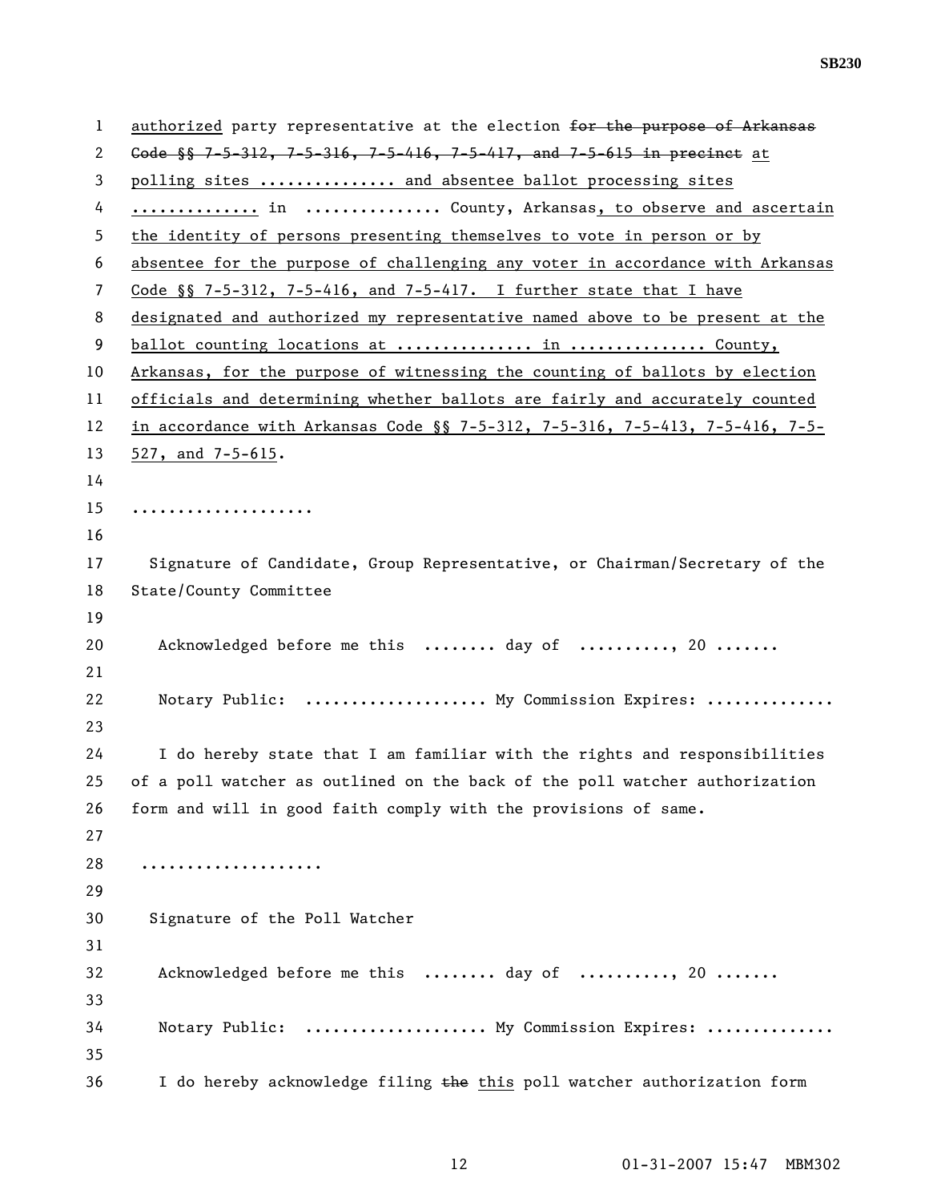authorized party representative at the election ~~for the purpose of Arkansas Code §§ 7-5-312, 7-5-316, 7-5-416, 7-5-417, and 7-5-615 in precinct~~ at polling sites .............. and absentee ballot processing sites ............. in .............. County, Arkansas, to observe and ascertain the identity of persons presenting themselves to vote in person or by absentee for the purpose of challenging any voter in accordance with Arkansas Code §§ 7-5-312, 7-5-416, and 7-5-417. I further state that I have designated and authorized my representative named above to be present at the ballot counting locations at .............. in .............. County, Arkansas, for the purpose of witnessing the counting of ballots by election officials and determining whether ballots are fairly and accurately counted in accordance with Arkansas Code §§ 7-5-312, 7-5-316, 7-5-413, 7-5-416, 7-5-527, and 7-5-615.

...................

Signature of Candidate, Group Representative, or Chairman/Secretary of the State/County Committee

Acknowledged before me this ........ day of .........., 20 .......

Notary Public: ................... My Commission Expires: .............

I do hereby state that I am familiar with the rights and responsibilities of a poll watcher as outlined on the back of the poll watcher authorization form and will in good faith comply with the provisions of same.

...................

Signature of the Poll Watcher

Acknowledged before me this ........ day of .........., 20 .......

Notary Public: ................... My Commission Expires: .............

I do hereby acknowledge filing ~~the~~ this poll watcher authorization form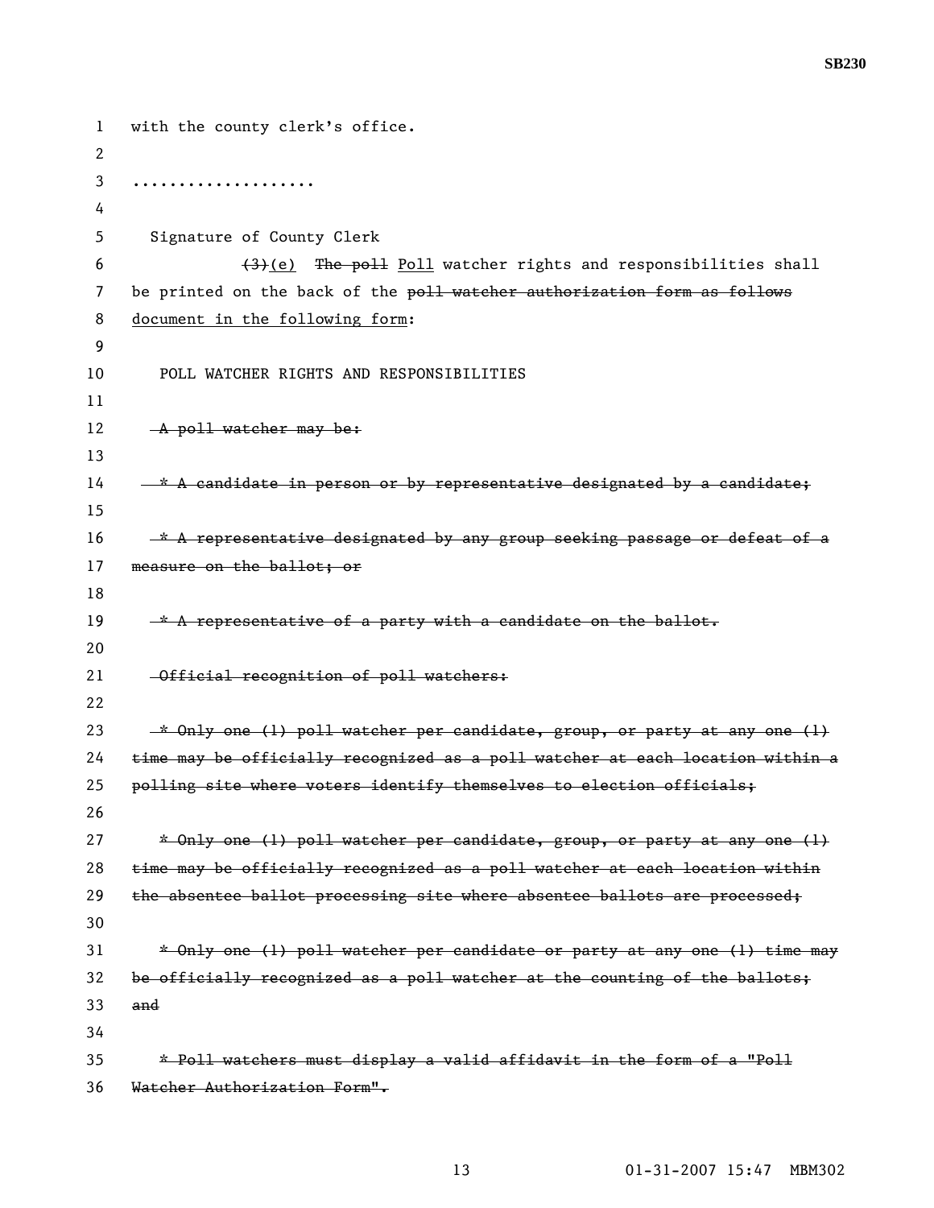with the county clerk's office.

....................

Signature of County Clerk

~~(3)~~<u>(e)</u> ~~The poll~~ <u>Poll</u> watcher rights and responsibilities shall be printed on the back of the ~~poll watcher authorization form as follows~~ <u>document in the following form</u>:

POLL WATCHER RIGHTS AND RESPONSIBILITIES

~~A poll watcher may be:~~

~~* A candidate in person or by representative designated by a candidate;~~

~~* A representative designated by any group seeking passage or defeat of a measure on the ballot; or~~

~~* A representative of a party with a candidate on the ballot.~~

~~Official recognition of poll watchers:~~

~~* Only one (1) poll watcher per candidate, group, or party at any one (1) time may be officially recognized as a poll watcher at each location within a polling site where voters identify themselves to election officials;~~

~~* Only one (1) poll watcher per candidate, group, or party at any one (1) time may be officially recognized as a poll watcher at each location within the absentee ballot processing site where absentee ballots are processed;~~

~~* Only one (1) poll watcher per candidate or party at any one (1) time may be officially recognized as a poll watcher at the counting of the ballots; and~~

~~* Poll watchers must display a valid affidavit in the form of a "Poll Watcher Authorization Form".~~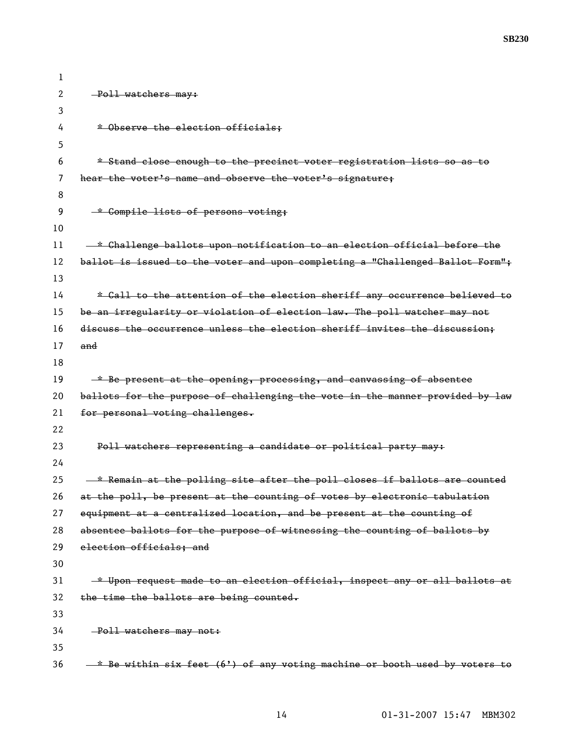~~Poll watchers may:~~

~~* Observe the election officials;~~

~~* Stand close enough to the precinct voter registration lists so as to hear the voter's name and observe the voter's signature;~~

~~* Compile lists of persons voting;~~

~~* Challenge ballots upon notification to an election official before the ballot is issued to the voter and upon completing a "Challenged Ballot Form";~~

~~* Call to the attention of the election sheriff any occurrence believed to be an irregularity or violation of election law. The poll watcher may not discuss the occurrence unless the election sheriff invites the discussion; and~~

~~* Be present at the opening, processing, and canvassing of absentee ballots for the purpose of challenging the vote in the manner provided by law for personal voting challenges.~~

~~Poll watchers representing a candidate or political party may:~~

~~* Remain at the polling site after the poll closes if ballots are counted at the poll, be present at the counting of votes by electronic tabulation equipment at a centralized location, and be present at the counting of absentee ballots for the purpose of witnessing the counting of ballots by election officials; and~~

~~* Upon request made to an election official, inspect any or all ballots at the time the ballots are being counted.~~

~~Poll watchers may not:~~

~~* Be within six feet (6') of any voting machine or booth used by voters to~~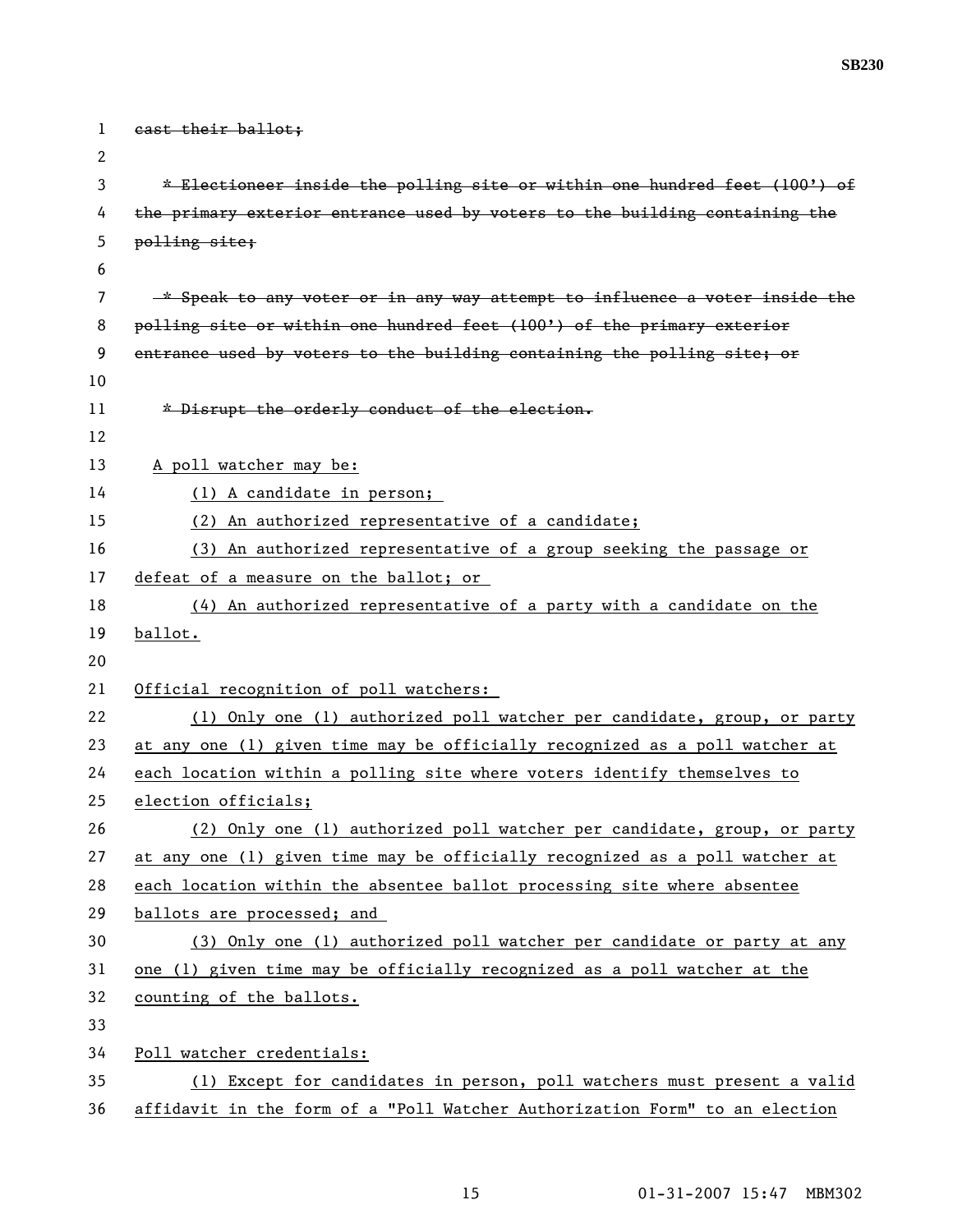~~cast their ballot;~~

~~* Electioneer inside the polling site or within one hundred feet (100') of the primary exterior entrance used by voters to the building containing the polling site;~~

~~* Speak to any voter or in any way attempt to influence a voter inside the polling site or within one hundred feet (100') of the primary exterior entrance used by voters to the building containing the polling site; or~~

~~* Disrupt the orderly conduct of the election.~~

<u>A poll watcher may be:</u>

<u>(1) A candidate in person;</u>

<u>(2) An authorized representative of a candidate;</u>

<u>(3) An authorized representative of a group seeking the passage or defeat of a measure on the ballot; or</u>

<u>(4) An authorized representative of a party with a candidate on the ballot.</u>

<u>Official recognition of poll watchers:</u>

<u>(1) Only one (1) authorized poll watcher per candidate, group, or party at any one (1) given time may be officially recognized as a poll watcher at each location within a polling site where voters identify themselves to election officials;</u>

<u>(2) Only one (1) authorized poll watcher per candidate, group, or party at any one (1) given time may be officially recognized as a poll watcher at each location within the absentee ballot processing site where absentee ballots are processed; and</u>

<u>(3) Only one (1) authorized poll watcher per candidate or party at any one (1) given time may be officially recognized as a poll watcher at the counting of the ballots.</u>

<u>Poll watcher credentials:</u>

<u>(1) Except for candidates in person, poll watchers must present a valid affidavit in the form of a "Poll Watcher Authorization Form" to an election</u>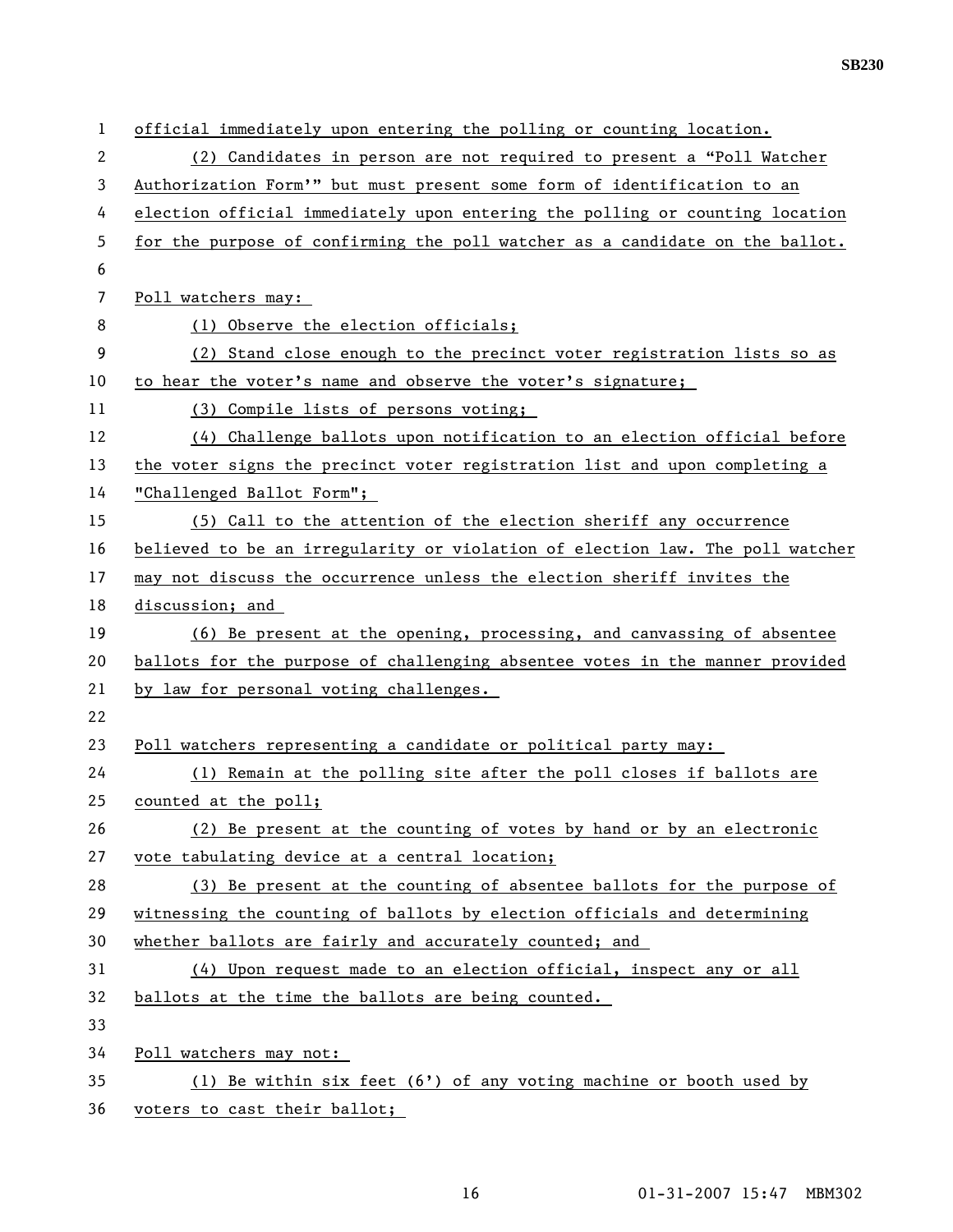official immediately upon entering the polling or counting location.

(2) Candidates in person are not required to present a "Poll Watcher Authorization Form'" but must present some form of identification to an election official immediately upon entering the polling or counting location for the purpose of confirming the poll watcher as a candidate on the ballot.

Poll watchers may:

(1) Observe the election officials;

(2) Stand close enough to the precinct voter registration lists so as to hear the voter's name and observe the voter's signature;

(3) Compile lists of persons voting;

(4) Challenge ballots upon notification to an election official before the voter signs the precinct voter registration list and upon completing a "Challenged Ballot Form";

(5) Call to the attention of the election sheriff any occurrence believed to be an irregularity or violation of election law. The poll watcher may not discuss the occurrence unless the election sheriff invites the discussion; and

(6) Be present at the opening, processing, and canvassing of absentee ballots for the purpose of challenging absentee votes in the manner provided by law for personal voting challenges.

Poll watchers representing a candidate or political party may:

(1) Remain at the polling site after the poll closes if ballots are counted at the poll;

(2) Be present at the counting of votes by hand or by an electronic vote tabulating device at a central location;

(3) Be present at the counting of absentee ballots for the purpose of witnessing the counting of ballots by election officials and determining whether ballots are fairly and accurately counted; and

(4) Upon request made to an election official, inspect any or all ballots at the time the ballots are being counted.

Poll watchers may not:

(1) Be within six feet (6') of any voting machine or booth used by voters to cast their ballot;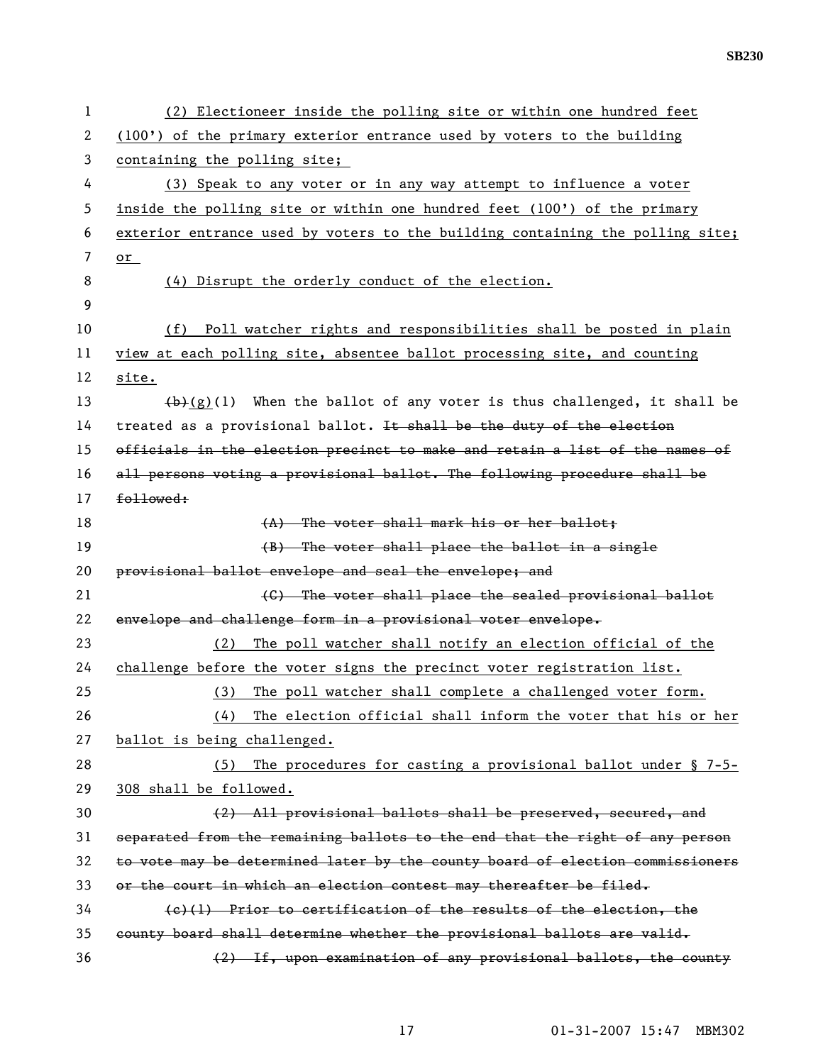(2) Electioneer inside the polling site or within one hundred feet (100') of the primary exterior entrance used by voters to the building containing the polling site;

(3) Speak to any voter or in any way attempt to influence a voter inside the polling site or within one hundred feet (100') of the primary exterior entrance used by voters to the building containing the polling site; or

(4) Disrupt the orderly conduct of the election.

(f) Poll watcher rights and responsibilities shall be posted in plain view at each polling site, absentee ballot processing site, and counting site.

~~(b)~~(g)(1) When the ballot of any voter is thus challenged, it shall be treated as a provisional ballot. ~~It shall be the duty of the election officials in the election precinct to make and retain a list of the names of all persons voting a provisional ballot. The following procedure shall be followed:~~

~~(A) The voter shall mark his or her ballot;~~

~~(B) The voter shall place the ballot in a single provisional ballot envelope and seal the envelope; and~~

~~(C) The voter shall place the sealed provisional ballot envelope and challenge form in a provisional voter envelope.~~

(2) The poll watcher shall notify an election official of the challenge before the voter signs the precinct voter registration list.

(3) The poll watcher shall complete a challenged voter form.

(4) The election official shall inform the voter that his or her ballot is being challenged.

(5) The procedures for casting a provisional ballot under § 7-5-308 shall be followed.

~~(2) All provisional ballots shall be preserved, secured, and separated from the remaining ballots to the end that the right of any person to vote may be determined later by the county board of election commissioners or the court in which an election contest may thereafter be filed.~~

~~(c)(1) Prior to certification of the results of the election, the county board shall determine whether the provisional ballots are valid.~~

~~(2) If, upon examination of any provisional ballots, the county~~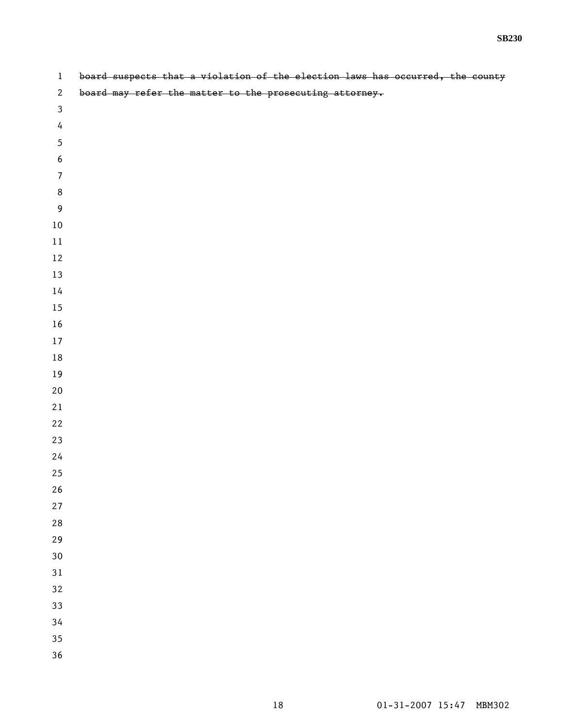~~board suspects that a violation of the election laws has occurred, the county board may refer the matter to the prosecuting attorney.~~